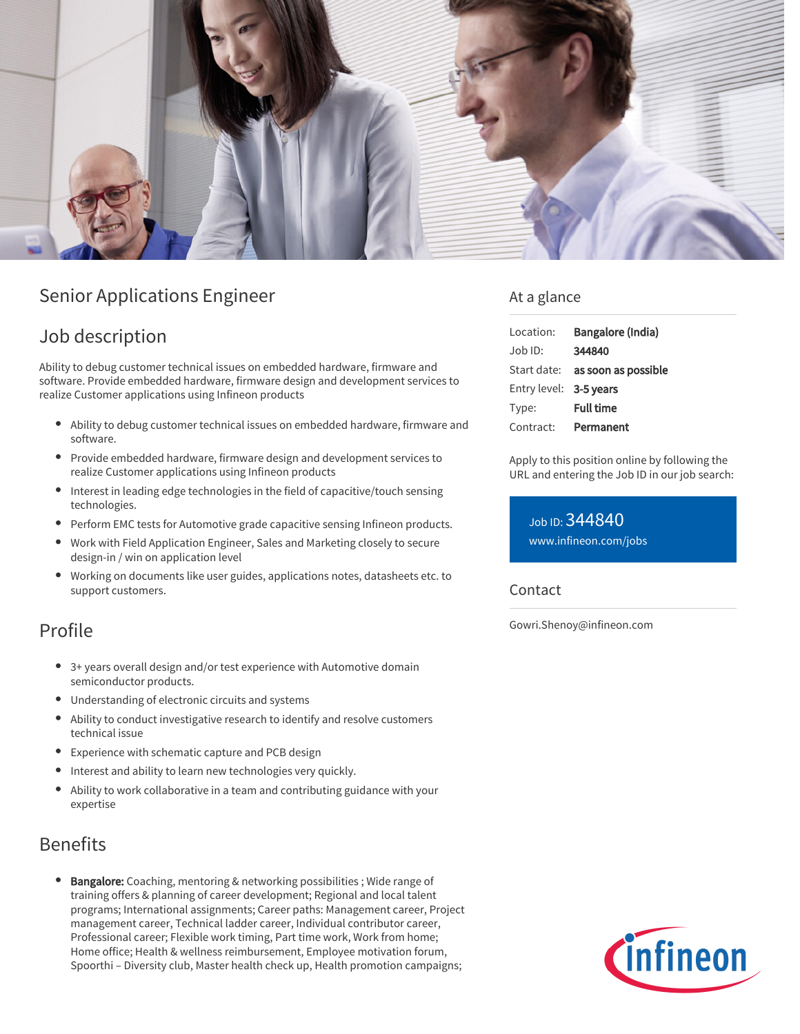# Senior Applications Engineer

## Job description

Ability to debug customer technical issues on embedded hardware, firmware and software. Provide embedded hardware, firmware design and development services to realize Customer applications using Infineon products

- Ability to debug customer technical issues on embedded hardware, firmware and software.
- Provide embedded hardware, firmware design and development services to realize Customer applications using Infineon products
- Interest in leading edge technologies in the field of capacitive/touch sensing technologies.
- Perform EMC tests for Automotive grade capacitive sensing Infineon products.
- Work with Field Application Engineer, Sales and Marketing closely to secure design-in / win on application level
- Working on documents like user guides, applications notes, datasheets etc. to support customers.

## Profile

- 3+ years overall design and/or test experience with Automotive domain semiconductor products.
- Understanding of electronic circuits and systems
- Ability to conduct investigative research to identify and resolve customers technical issue
- Experience with schematic capture and PCB design
- Interest and ability to learn new technologies very quickly.
- Ability to work collaborative in a team and contributing guidance with your expertise

## Benefits

- **Bangalore:** Coaching, mentoring & networking possibilities ; Wide range of training offers & planning of career development; Regional and local talent programs; International assignments; Career paths: Management career, Project management career, Technical ladder career, Individual contributor career, Professional career; Flexible work timing, Part time work, Work from home; Home office; Health & wellness reimbursement, Employee motivation forum, Spoorthi – Diversity club, Master health check up, Health promotion campaigns;

## At a glance

| | |
|---|---|
| Location: | **Bangalore (India)** |
| Job ID: | **344840** |
| Start date: | **as soon as possible** |
| Entry level: | **3-5 years** |
| Type: | **Full time** |
| Contract: | **Permanent** |

Apply to this position online by following the URL and entering the Job ID in our job search:

Job ID: 344840
www.infineon.com/jobs

## Contact

Gowri.Shenoy@infineon.com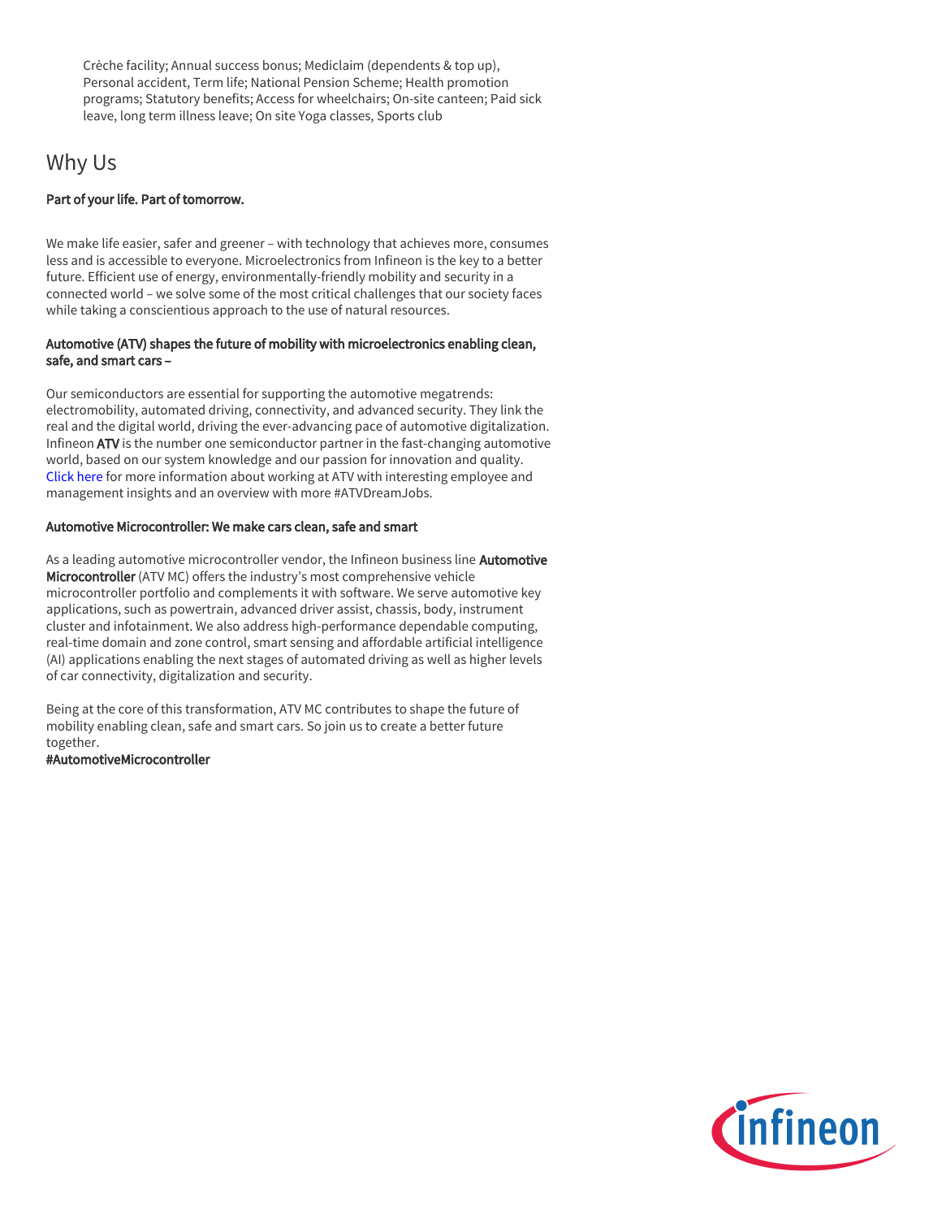Crèche facility; Annual success bonus; Mediclaim (dependents & top up), Personal accident, Term life; National Pension Scheme; Health promotion programs; Statutory benefits; Access for wheelchairs; On-site canteen; Paid sick leave, long term illness leave; On site Yoga classes, Sports club

## Why Us

**Part of your life. Part of tomorrow.**

We make life easier, safer and greener – with technology that achieves more, consumes less and is accessible to everyone. Microelectronics from Infineon is the key to a better future. Efficient use of energy, environmentally-friendly mobility and security in a connected world – we solve some of the most critical challenges that our society faces while taking a conscientious approach to the use of natural resources.

**Automotive (ATV) shapes the future of mobility with microelectronics enabling clean, safe, and smart cars –**

Our semiconductors are essential for supporting the automotive megatrends: electromobility, automated driving, connectivity, and advanced security. They link the real and the digital world, driving the ever-advancing pace of automotive digitalization. Infineon **ATV** is the number one semiconductor partner in the fast-changing automotive world, based on our system knowledge and our passion for innovation and quality. Click here for more information about working at ATV with interesting employee and management insights and an overview with more #ATVDreamJobs.

**Automotive Microcontroller: We make cars clean, safe and smart**

As a leading automotive microcontroller vendor, the Infineon business line **Automotive Microcontroller** (ATV MC) offers the industry's most comprehensive vehicle microcontroller portfolio and complements it with software. We serve automotive key applications, such as powertrain, advanced driver assist, chassis, body, instrument cluster and infotainment. We also address high-performance dependable computing, real-time domain and zone control, smart sensing and affordable artificial intelligence (AI) applications enabling the next stages of automated driving as well as higher levels of car connectivity, digitalization and security.

Being at the core of this transformation, ATV MC contributes to shape the future of mobility enabling clean, safe and smart cars. So join us to create a better future together.
**#AutomotiveMicrocontroller**